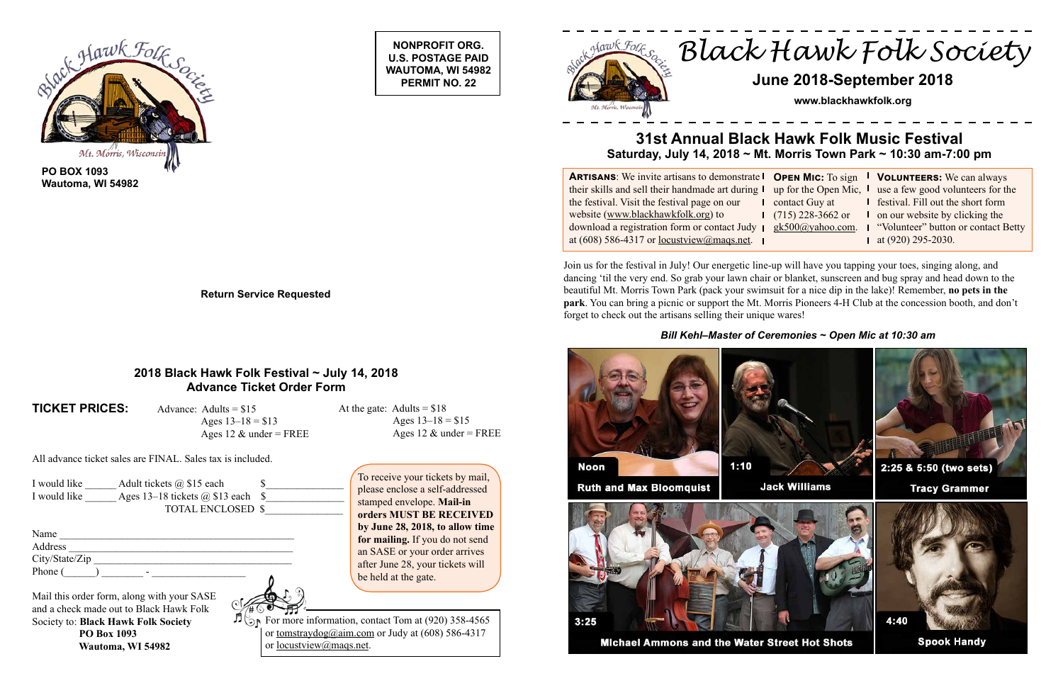**PO BOX 1093**
**Wautoma, WI 54982**

**NONPROFIT ORG.**
**U.S. POSTAGE PAID**
**WAUTOMA, WI 54982**
**PERMIT NO. 22**

**Return Service Requested**

## 2018 Black Hawk Folk Festival ~ July 14, 2018
## Advance Ticket Order Form

**TICKET PRICES:**

Advance: Adults = $15
Ages 13–18 = $13
Ages 12 & under = FREE

At the gate: Adults = $18
Ages 13–18 = $15
Ages 12 & under = FREE

All advance ticket sales are FINAL. Sales tax is included.

I would like ______ Adult tickets @ $15 each $_______________
I would like ______ Ages 13–18 tickets @ $13 each $_______________
TOTAL ENCLOSED $_______________

Name ____________________________________________
Address __________________________________________
City/State/Zip _____________________________________
Phone (______) ________ - __________________

To receive your tickets by mail, please enclose a self-addressed stamped envelope. **Mail-in orders MUST BE RECEIVED by June 28, 2018, to allow time for mailing.** If you do not send an SASE or your order arrives after June 28, your tickets will be held at the gate.

Mail this order form, along with your SASE and a check made out to Black Hawk Folk Society to: **Black Hawk Folk Society**
**PO Box 1093**
**Wautoma, WI 54982**

For more information, contact Tom at (920) 358-4565 or tomstraydog@aim.com or Judy at (608) 586-4317 or locustview@maqs.net.

# Black Hawk Folk Society

**June 2018-September 2018**

**www.blackhawkfolk.org**

## 31st Annual Black Hawk Folk Music Festival
### Saturday, July 14, 2018 ~ Mt. Morris Town Park ~ 10:30 am-7:00 pm

**ARTISANS**: We invite artisans to demonstrate their skills and sell their handmade art during the festival. Visit the festival page on our website (www.blackhawkfolk.org) to download a registration form or contact Judy at (608) 586-4317 or locustview@maqs.net.

**OPEN MIC:** To sign up for the Open Mic, contact Guy at (715) 228-3662 or gk500@yahoo.com.

**VOLUNTEERS:** We can always use a few good volunteers for the festival. Fill out the short form on our website by clicking the "Volunteer" button or contact Betty at (920) 295-2030.

Join us for the festival in July! Our energetic line-up will have you tapping your toes, singing along, and dancing 'til the very end. So grab your lawn chair or blanket, sunscreen and bug spray and head down to the beautiful Mt. Morris Town Park (pack your swimsuit for a nice dip in the lake)! Remember, **no pets in the park**. You can bring a picnic or support the Mt. Morris Pioneers 4-H Club at the concession booth, and don't forget to check out the artisans selling their unique wares!

***Bill Kehl–Master of Ceremonies ~ Open Mic at 10:30 am***

**Noon** – **Ruth and Max Bloomquist**

**1:10** – **Jack Williams**

**2:25 & 5:50 (two sets)** – **Tracy Grammer**

**3:25** – **Michael Ammons and the Water Street Hot Shots**

**4:40** – **Spook Handy**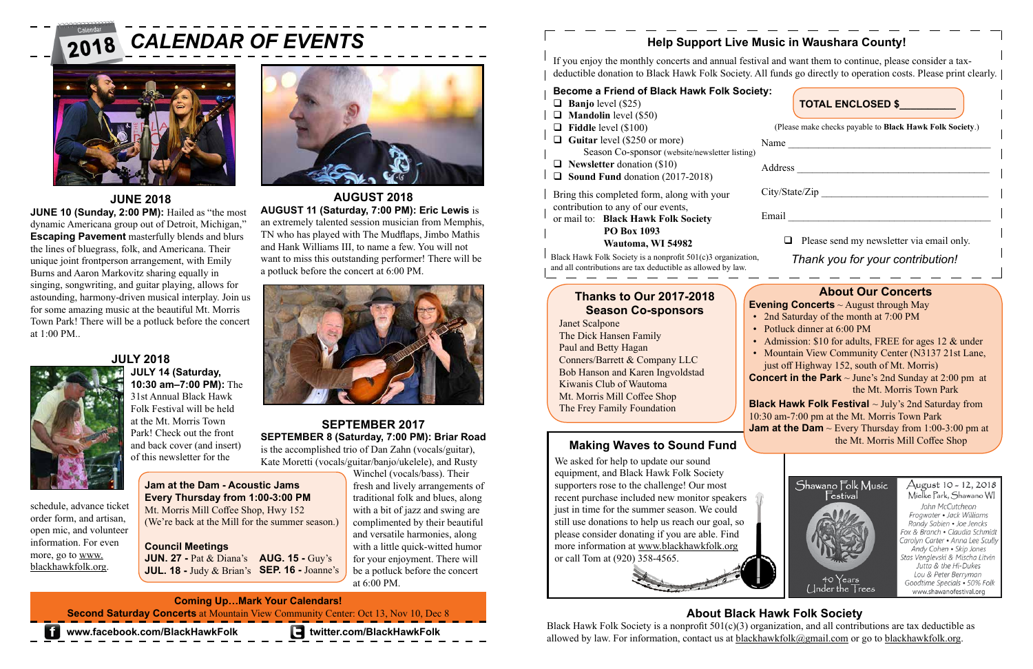# 2018 CALENDAR OF EVENTS

## JUNE 2018

**JUNE 10 (Sunday, 2:00 PM):** Hailed as "the most dynamic Americana group out of Detroit, Michigan," **Escaping Pavement** masterfully blends and blurs the lines of bluegrass, folk, and Americana. Their unique joint frontperson arrangement, with Emily Burns and Aaron Markovitz sharing equally in singing, songwriting, and guitar playing, allows for astounding, harmony-driven musical interplay. Join us for some amazing music at the beautiful Mt. Morris Town Park! There will be a potluck before the concert at 1:00 PM..

## JULY 2018

**JULY 14 (Saturday, 10:30 am–7:00 PM):** The 31st Annual Black Hawk Folk Festival will be held at the Mt. Morris Town Park! Check out the front and back cover (and insert) of this newsletter for the schedule, advance ticket order form, and artisan, open mic, and volunteer information. For even more, go to www.blackhawkfolk.org.

## AUGUST 2018

**AUGUST 11 (Saturday, 7:00 PM): Eric Lewis** is an extremely talented session musician from Memphis, TN who has played with The Mudflaps, Jimbo Mathis and Hank Williams III, to name a few. You will not want to miss this outstanding performer! There will be a potluck before the concert at 6:00 PM.

## SEPTEMBER 2017

**SEPTEMBER 8 (Saturday, 7:00 PM): Briar Road** is the accomplished trio of Dan Zahn (vocals/guitar), Kate Moretti (vocals/guitar/banjo/ukelele), and Rusty Winchel (vocals/bass). Their fresh and lively arrangements of traditional folk and blues, along with a bit of jazz and swing are complimented by their beautiful and versatile harmonies, along with a little quick-witted humor for your enjoyment. There will be a potluck before the concert at 6:00 PM.

**Jam at the Dam - Acoustic Jams**
**Every Thursday from 1:00-3:00 PM**
Mt. Morris Mill Coffee Shop, Hwy 152
(We're back at the Mill for the summer season.)

**Council Meetings**
**JUN. 27 -** Pat & Diana's
**JUL. 18 -** Judy & Brian's
**AUG. 15 -** Guy's
**SEP. 16 -** Joanne's

**Coming Up…Mark Your Calendars!**
**Second Saturday Concerts** at Mountain View Community Center: Oct 13, Nov 10, Dec 8

**www.facebook.com/BlackHawkFolk**
**twitter.com/BlackHawkFolk**

## Help Support Live Music in Waushara County!

If you enjoy the monthly concerts and annual festival and want them to continue, please consider a tax-deductible donation to Black Hawk Folk Society. All funds go directly to operation costs. Please print clearly.

**Become a Friend of Black Hawk Folk Society:**

- ❑ **Banjo** level ($25)
- ❑ **Mandolin** level ($50)
- ❑ **Fiddle** level ($100)
- ❑ **Guitar** level ($250 or more)
  Season Co-sponsor (website/newsletter listing)
- ❑ **Newsletter** donation ($10)
- ❑ **Sound Fund** donation (2017-2018)

Bring this completed form, along with your contribution to any of our events,
or mail to: **Black Hawk Folk Society**
**PO Box 1093**
**Wautoma, WI 54982**

Black Hawk Folk Society is a nonprofit 501(c)3 organization, and all contributions are tax deductible as allowed by law.

**TOTAL ENCLOSED $__________**

(Please make checks payable to **Black Hawk Folk Society**.)

Name ________________________________

Address ________________________________

City/State/Zip ________________________________

Email ________________________________

❑ Please send my newsletter via email only.

*Thank you for your contribution!*

## Thanks to Our 2017-2018 Season Co-sponsors

Janet Scalpone
The Dick Hansen Family
Paul and Betty Hagan
Conners/Barrett & Company LLC
Bob Hanson and Karen Ingvoldstad
Kiwanis Club of Wautoma
Mt. Morris Mill Coffee Shop
The Frey Family Foundation

## About Our Concerts

**Evening Concerts** ~ August through May
- 2nd Saturday of the month at 7:00 PM
- Potluck dinner at 6:00 PM
- Admission: $10 for adults, FREE for ages 12 & under
- Mountain View Community Center (N3137 21st Lane, just off Highway 152, south of Mt. Morris)

**Concert in the Park** ~ June's 2nd Sunday at 2:00 pm at the Mt. Morris Town Park
**Black Hawk Folk Festival** ~ July's 2nd Saturday from 10:30 am-7:00 pm at the Mt. Morris Town Park
**Jam at the Dam** ~ Every Thursday from 1:00-3:00 pm at the Mt. Morris Mill Coffee Shop

## Making Waves to Sound Fund

We asked for help to update our sound equipment, and Black Hawk Folk Society supporters rose to the challenge! Our most recent purchase included new monitor speakers just in time for the summer season. We could still use donations to help us reach our goal, so please consider donating if you are able. Find more information at www.blackhawkfolk.org or call Tom at (920) 358-4565.

Shawano Folk Music Festival
40 Years Under the Trees
August 10 - 12, 2018
Mielke Park, Shawano WI
John McCutcheon
Frogwater • Jack Williams
Randy Sabien • Joe Jencks
Fox & Branch • Claudia Schmidt
Carolyn Carter • Anna Lee Scully
Andy Cohen • Skip Jones
Stas Venglevski & Mischa Litvin
Jutta & the Hi-Dukes
Lou & Peter Berryman
Goodtime Specials • 50% Folk
www.shawanofestival.org

## About Black Hawk Folk Society

Black Hawk Folk Society is a nonprofit 501(c)(3) organization, and all contributions are tax deductible as allowed by law. For information, contact us at blackhawkfolk@gmail.com or go to blackhawkfolk.org.